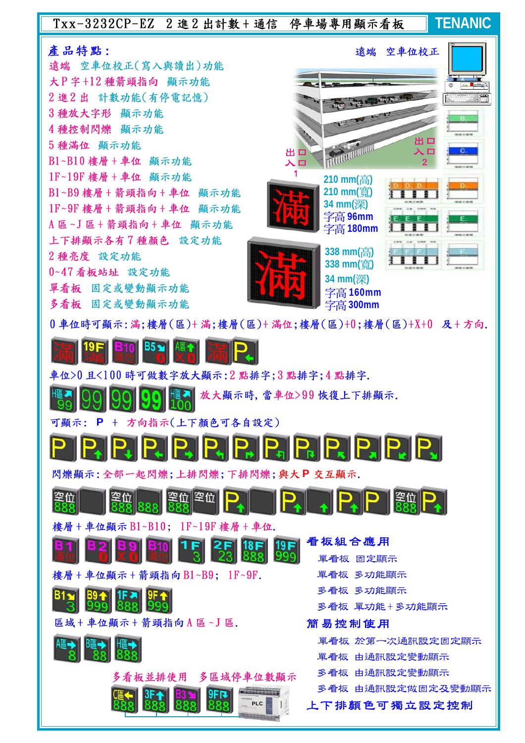# Txx-3232CP-EZ 2進2出計數+通信 停車場專用顯示看板

**TENANIC**

## 產品特點:

遠端 空車位校正(寫入與讀出)功能
大P字+12種箭頭指向 顯示功能
2進2出 計數功能(有停電記憶)
3種放大字形 顯示功能
4種控制閃爍 顯示功能
5種滿位 顯示功能
B1~B10 樓層+車位 顯示功能
1F~19F 樓層+車位 顯示功能
B1~B9 樓層+箭頭指向+車位 顯示功能
1F~9F 樓層+箭頭指向+車位 顯示功能
A區~J區+箭頭指向+車位 顯示功能
上下排顯示各有7種顏色 設定功能
2種亮度 設定功能
0~47看板站址 設定功能
單看板 固定或變動顯示功能
多看板 固定或變動顯示功能

遠端 空車位校正

出口 入口 1

出口 入口 2

210 mm(高)
210 mm(寬)
34 mm(深)
字高 96mm
字高 180mm

338 mm(高)
338 mm(寬)
34 mm(深)
字高 160mm
字高 300mm

0車位時可顯示:滿;樓層(區)+滿;樓層(區)+滿位;樓層(區)+0;樓層(區)+X+0 及+方向.

車位>0且<100時可做數字放大顯示:2點排字;3點排字;4點排字.

放大顯示時,當車位>99恢復上下排顯示.

可顯示: P + 方向指示(上下顏色可各自設定)

閃爍顯示:全部一起閃爍;上排閃爍;下排閃爍;與大P交互顯示.

樓層+車位顯示B1~B10; 1F~19F樓層+車位.

樓層+車位顯示+箭頭指向B1~B9; 1F~9F.

區域+車位顯示+箭頭指向A區~J區.

多看板並排使用 多區域停車位數顯示

## 看板組合應用

單看板 固定顯示
單看板 多功能顯示
多看板 多功能顯示
多看板 單功能+多功能顯示

## 簡易控制使用

單看板 於第一次通訊設定固定顯示
單看板 由通訊設定變動顯示
多看板 由通訊設定變動顯示
多看板 由通訊設定做固定及變動顯示

## 上下排顏色可獨立設定控制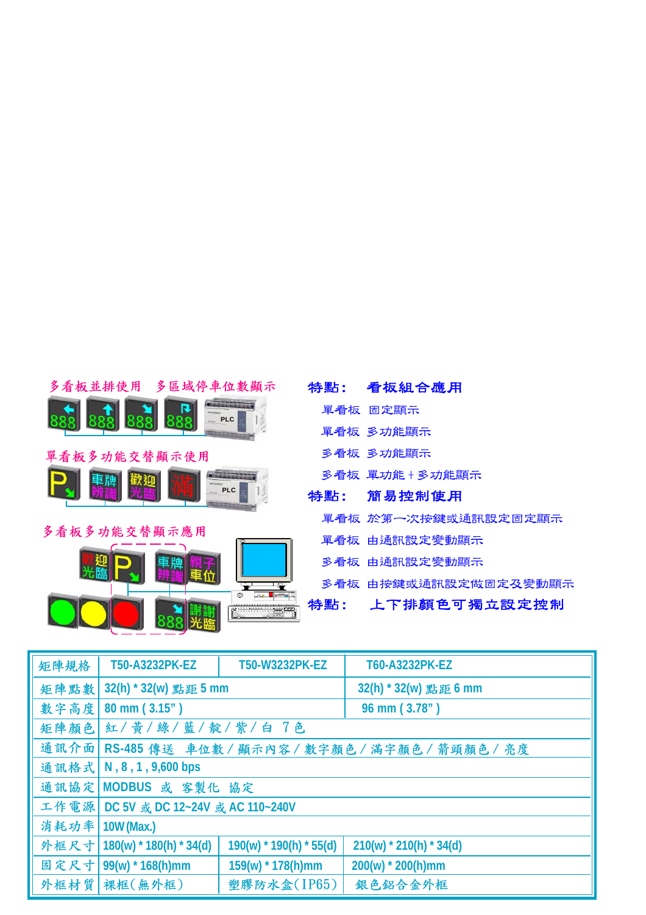多看板並排使用　多區域停車位數顯示

單看板多功能交替顯示使用

多看板多功能交替顯示應用

**特點：　看板組合應用**

- 單看板　固定顯示
- 單看板　多功能顯示
- 多看板　多功能顯示
- 多看板　單功能＋多功能顯示

**特點：　簡易控制使用**

- 單看板　於第一次按鍵或通訊設定固定顯示
- 單看板　由通訊設定變動顯示
- 多看板　由通訊設定變動顯示
- 多看板　由按鍵或通訊設定做固定及變動顯示

**特點：　上下排顏色可獨立設定控制**

| 矩陣規格 | T50-A3232PK-EZ | T50-W3232PK-EZ | T60-A3232PK-EZ |
|---|---|---|---|
| 矩陣點數 | 32(h) * 32(w) 點距 5 mm | | 32(h) * 32(w) 點距 6 mm |
| 數字高度 | 80 mm ( 3.15” ) | | 96 mm ( 3.78” ) |
| 矩陣顏色 | 紅／黃／綠／藍／靛／紫／白　7 色 | | |
| 通訊介面 | RS-485 傳送　車位數／顯示內容／數字顏色／滿字顏色／箭頭顏色／亮度 | | |
| 通訊格式 | N , 8 , 1 , 9,600 bps | | |
| 通訊協定 | MODBUS　或　客製化　協定 | | |
| 工作電源 | DC 5V 或 DC 12~24V 或 AC 110~240V | | |
| 消耗功率 | 10W (Max.) | | |
| 外框尺寸 | 180(w) * 180(h) * 34(d) | 190(w) * 190(h) * 55(d) | 210(w) * 210(h) * 34(d) |
| 固定尺寸 | 99(w) * 168(h)mm | 159(w) * 178(h)mm | 200(w) * 200(h)mm |
| 外框材質 | 裸框(無外框) | 塑膠防水盒(IP65) | 銀色鋁合金外框 |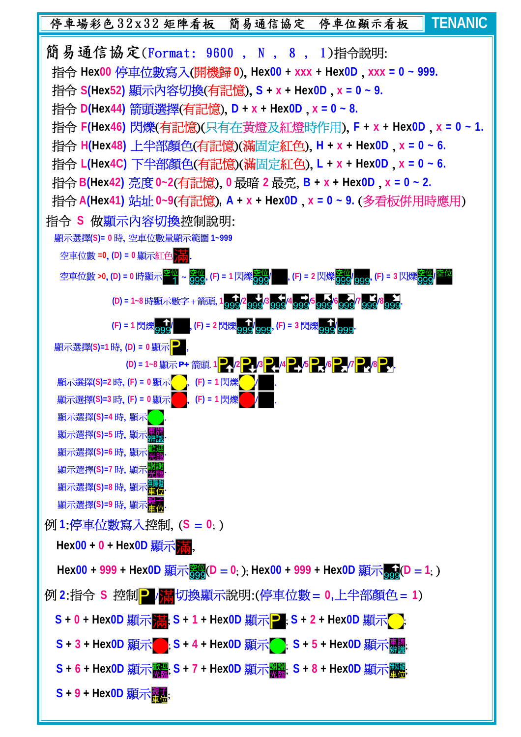# 停車場彩色32x32矩陣看板　簡易通信協定　停車位顯示看板

TENANIC

## 簡易通信協定(Format: 9600 , N , 8 , 1)指令說明:

指令 Hex00 停車位數寫入(開機歸 0), Hex00 + xxx + Hex0D , xxx = 0 ~ 999.

指令 S(Hex52) 顯示內容切換(有記憶), S + x + Hex0D , x = 0 ~ 9.

指令 D(Hex44) 箭頭選擇(有記憶), D + x + Hex0D , x = 0 ~ 8.

指令 F(Hex46) 閃爍(有記憶)(只有在黃燈及紅燈時作用), F + x + Hex0D , x = 0 ~ 1.

指令 H(Hex48) 上半部顏色(有記憶)(滿固定紅色), H + x + Hex0D , x = 0 ~ 6.

指令 L(Hex4C) 下半部顏色(有記憶)(滿固定紅色), L + x + Hex0D , x = 0 ~ 6.

指令 B(Hex42) 亮度 0~2(有記憶), 0 最暗 2 最亮, B + x + Hex0D , x = 0 ~ 2.

指令 A(Hex41) 站址 0~9(有記憶), A + x + Hex0D , x = 0 ~ 9. (多看板併用時應用)

## 指令 S 做顯示內容切換控制說明:

顯示選擇(S)= 0 時, 空車位數量顯示範圍 1~999

空車位數 =0, (D) = 0 顯示紅色 滿.

空車位數 >0, (D) = 0 時顯示 空位 1 ~ 空位 999, (F) = 1 閃爍 空位 999 / , (F) = 2 閃爍 空位 999 / 999, (F) = 3 閃爍 空位 999 / 空位

(D) = 1~8 時顯示數字 + 箭頭, 1 ↑999 /2 ↓999 /3 ←999 /4 →999 /5 ↖999 /6 ↗999 /7 ↙999 /8 ↘999.

(F) = 1 閃爍 ↑999 / , (F) = 2 閃爍 ↑999 / 999, (F) = 3 閃爍 ↑999 / 999.

顯示選擇(S)=1 時, (D) = 0 顯示 P,

(D) = 1~8 顯示 P+ 箭頭. 1 P↑ /2 P↓ /3 P← /4 P→ /5 P↖ /6 P↗ /7 P↙ /8 P↘.

顯示選擇(S)=2 時, (F) = 0 顯示 黃燈, (F) = 1 閃爍 黃燈 / .

顯示選擇(S)=3 時, (F) = 0 顯示 紅燈, (F) = 1 閃爍 紅燈 / .

顯示選擇(S)=4 時, 顯示 綠燈.

顯示選擇(S)=5 時, 顯示 車牌辨識.

顯示選擇(S)=6 時, 顯示 歡迎光臨.

顯示選擇(S)=7 時, 顯示 謝謝光臨.

顯示選擇(S)=8 時, 顯示 無障礙車位.

顯示選擇(S)=9 時, 顯示 親子車位.

## 例 1:停車位數寫入控制, (S ＝ 0; )

Hex00 + 0 + Hex0D 顯示 滿,

Hex00 + 999 + Hex0D 顯示 空位 999 (D ＝ 0; ); Hex00 + 999 + Hex0D 顯示 ↑999 (D ＝ 1; )

## 例 2:指令 S 控制 P / 滿 切換顯示說明:(停車位數＝ 0,上半部顏色＝ 1)

S + 0 + Hex0D 顯示 滿; S + 1 + Hex0D 顯示 P; S + 2 + Hex0D 顯示 黃燈;

S + 3 + Hex0D 顯示 紅燈; S + 4 + Hex0D 顯示 綠燈; S + 5 + Hex0D 顯示 車牌辨識;

S + 6 + Hex0D 顯示 歡迎光臨; S + 7 + Hex0D 顯示 謝謝光臨; S + 8 + Hex0D 顯示 無障礙車位;

S + 9 + Hex0D 顯示 親子車位;